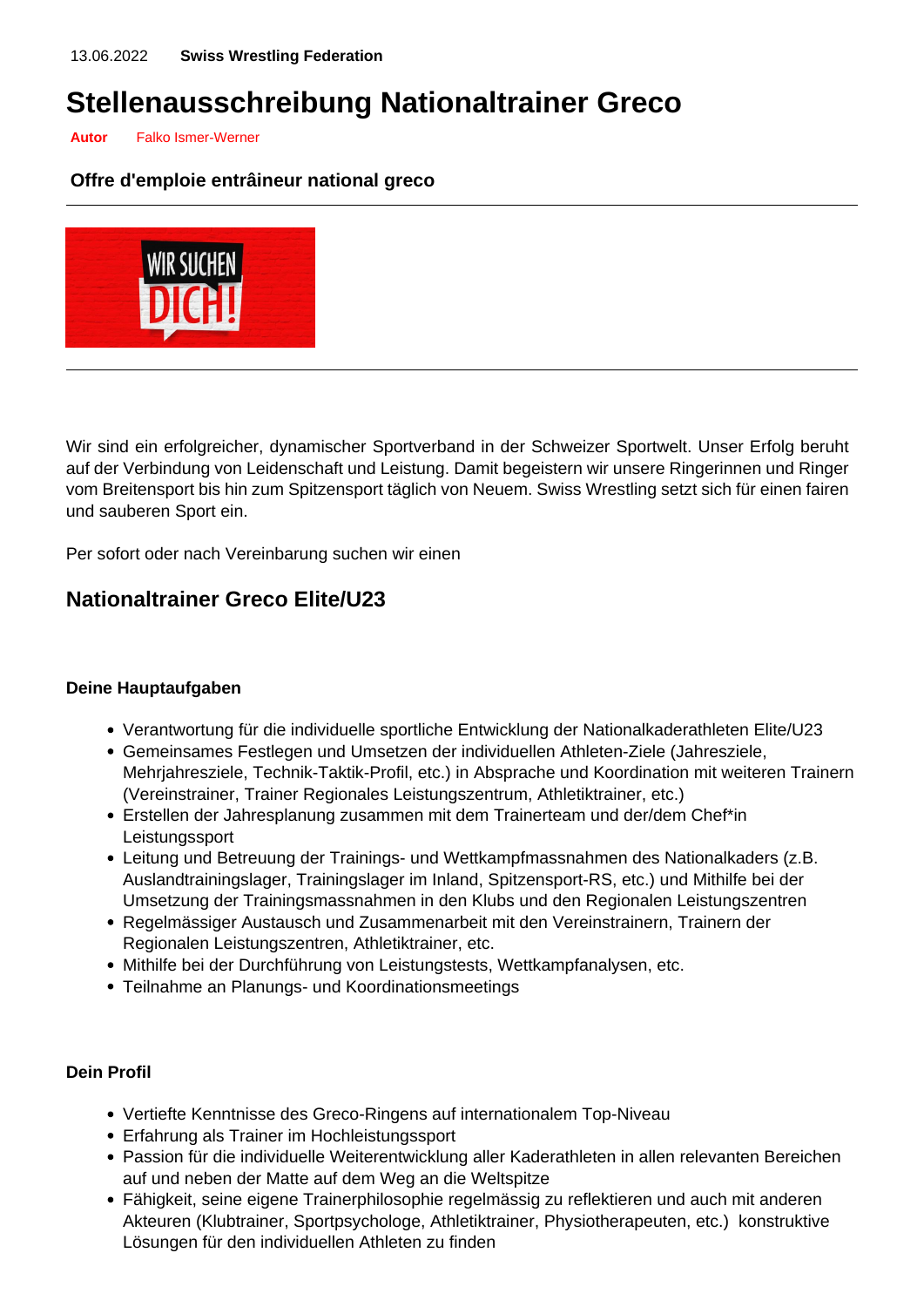13.06.2022 **Swiss Wrestling Federation**

# Stellenausschreibung Nationaltrainer Greco

**Autor** Falko Ismer-Werner

**Offre d'emploie entrâineur national greco**

---

---

Wir sind ein erfolgreicher, dynamischer Sportverband in der Schweizer Sportwelt. Unser Erfolg beruht auf der Verbindung von Leidenschaft und Leistung. Damit begeistern wir unsere Ringerinnen und Ringer vom Breitensport bis hin zum Spitzensport täglich von Neuem. Swiss Wrestling setzt sich für einen fairen und sauberen Sport ein.

Per sofort oder nach Vereinbarung suchen wir einen

## Nationaltrainer Greco Elite/U23

**Deine Hauptaufgaben**

- Verantwortung für die individuelle sportliche Entwicklung der Nationalkaderathleten Elite/U23
- Gemeinsames Festlegen und Umsetzen der individuellen Athleten-Ziele (Jahresziele, Mehrjahresziele, Technik-Taktik-Profil, etc.) in Absprache und Koordination mit weiteren Trainern (Vereinstrainer, Trainer Regionales Leistungszentrum, Athletiktrainer, etc.)
- Erstellen der Jahresplanung zusammen mit dem Trainerteam und der/dem Chef*in Leistungssport
- Leitung und Betreuung der Trainings- und Wettkampfmassnahmen des Nationalkaders (z.B. Auslandtrainingslager, Trainingslager im Inland, Spitzensport-RS, etc.) und Mithilfe bei der Umsetzung der Trainingsmassnahmen in den Klubs und den Regionalen Leistungszentren
- Regelmässiger Austausch und Zusammenarbeit mit den Vereinstrainern, Trainern der Regionalen Leistungszentren, Athletiktrainer, etc.
- Mithilfe bei der Durchführung von Leistungstests, Wettkampfanalysen, etc.
- Teilnahme an Planungs- und Koordinationsmeetings

**Dein Profil**

- Vertiefte Kenntnisse des Greco-Ringens auf internationalem Top-Niveau
- Erfahrung als Trainer im Hochleistungssport
- Passion für die individuelle Weiterentwicklung aller Kaderathleten in allen relevanten Bereichen auf und neben der Matte auf dem Weg an die Weltspitze
- Fähigkeit, seine eigene Trainerphilosophie regelmässig zu reflektieren und auch mit anderen Akteuren (Klubtrainer, Sportpsychologe, Athletiktrainer, Physiotherapeuten, etc.) konstruktive Lösungen für den individuellen Athleten zu finden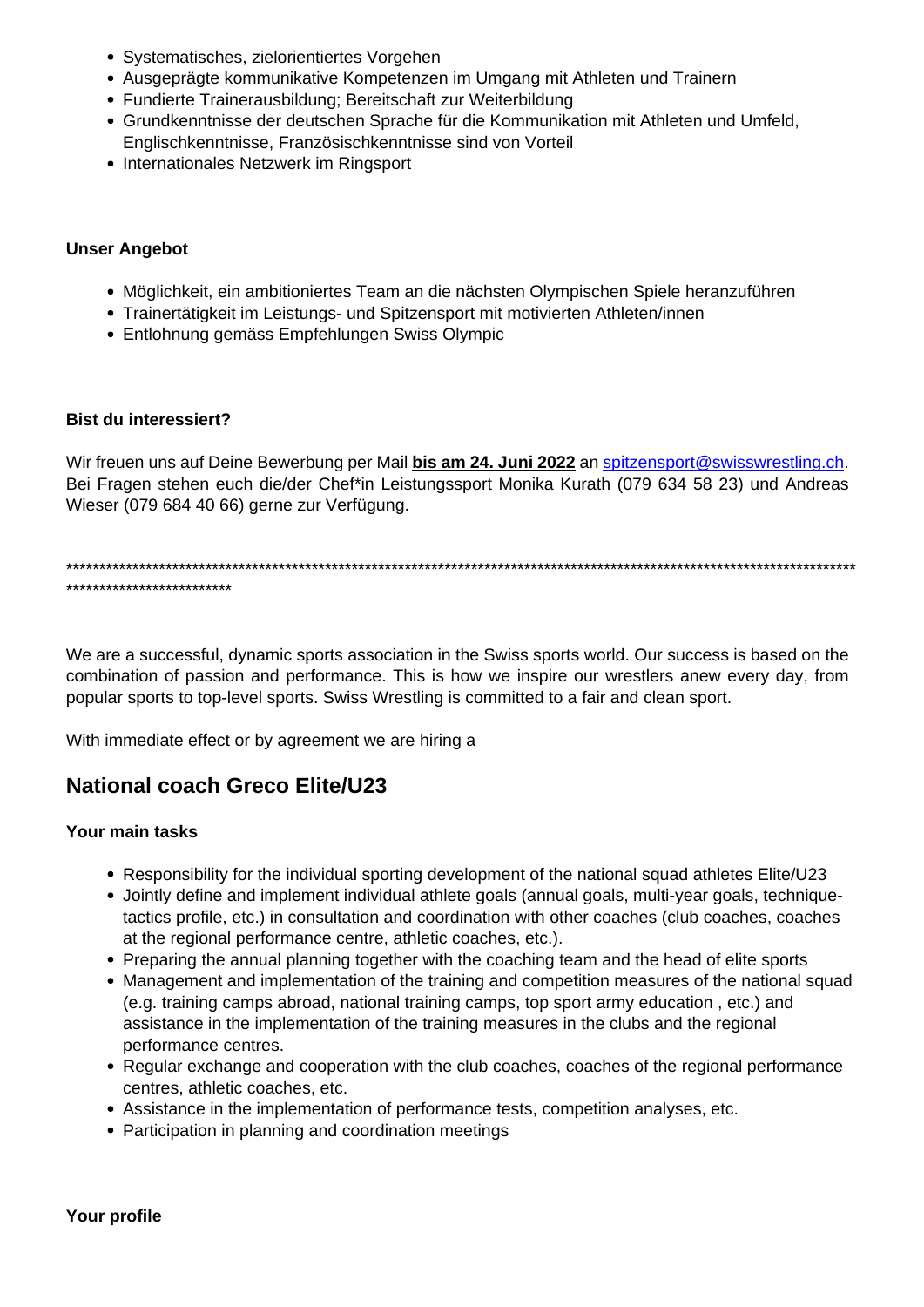- Systematisches, zielorientiertes Vorgehen
- Ausgeprägte kommunikative Kompetenzen im Umgang mit Athleten und Trainern
- Fundierte Trainerausbildung; Bereitschaft zur Weiterbildung
- Grundkenntnisse der deutschen Sprache für die Kommunikation mit Athleten und Umfeld, Englischkenntnisse, Französischkenntnisse sind von Vorteil
- Internationales Netzwerk im Ringsport

**Unser Angebot**

- Möglichkeit, ein ambitioniertes Team an die nächsten Olympischen Spiele heranzuführen
- Trainertätigkeit im Leistungs- und Spitzensport mit motivierten Athleten/innen
- Entlohnung gemäss Empfehlungen Swiss Olympic

**Bist du interessiert?**

Wir freuen uns auf Deine Bewerbung per Mail **bis am 24. Juni 2022** an spitzensport@swisswrestling.ch. Bei Fragen stehen euch die/der Chef*in Leistungssport Monika Kurath (079 634 58 23) und Andreas Wieser (079 684 40 66) gerne zur Verfügung.

************************************************************************************************************************************************

We are a successful, dynamic sports association in the Swiss sports world. Our success is based on the combination of passion and performance. This is how we inspire our wrestlers anew every day, from popular sports to top-level sports. Swiss Wrestling is committed to a fair and clean sport.

With immediate effect or by agreement we are hiring a

## National coach Greco Elite/U23

**Your main tasks**

- Responsibility for the individual sporting development of the national squad athletes Elite/U23
- Jointly define and implement individual athlete goals (annual goals, multi-year goals, technique-tactics profile, etc.) in consultation and coordination with other coaches (club coaches, coaches at the regional performance centre, athletic coaches, etc.).
- Preparing the annual planning together with the coaching team and the head of elite sports
- Management and implementation of the training and competition measures of the national squad (e.g. training camps abroad, national training camps, top sport army education , etc.) and assistance in the implementation of the training measures in the clubs and the regional performance centres.
- Regular exchange and cooperation with the club coaches, coaches of the regional performance centres, athletic coaches, etc.
- Assistance in the implementation of performance tests, competition analyses, etc.
- Participation in planning and coordination meetings

**Your profile**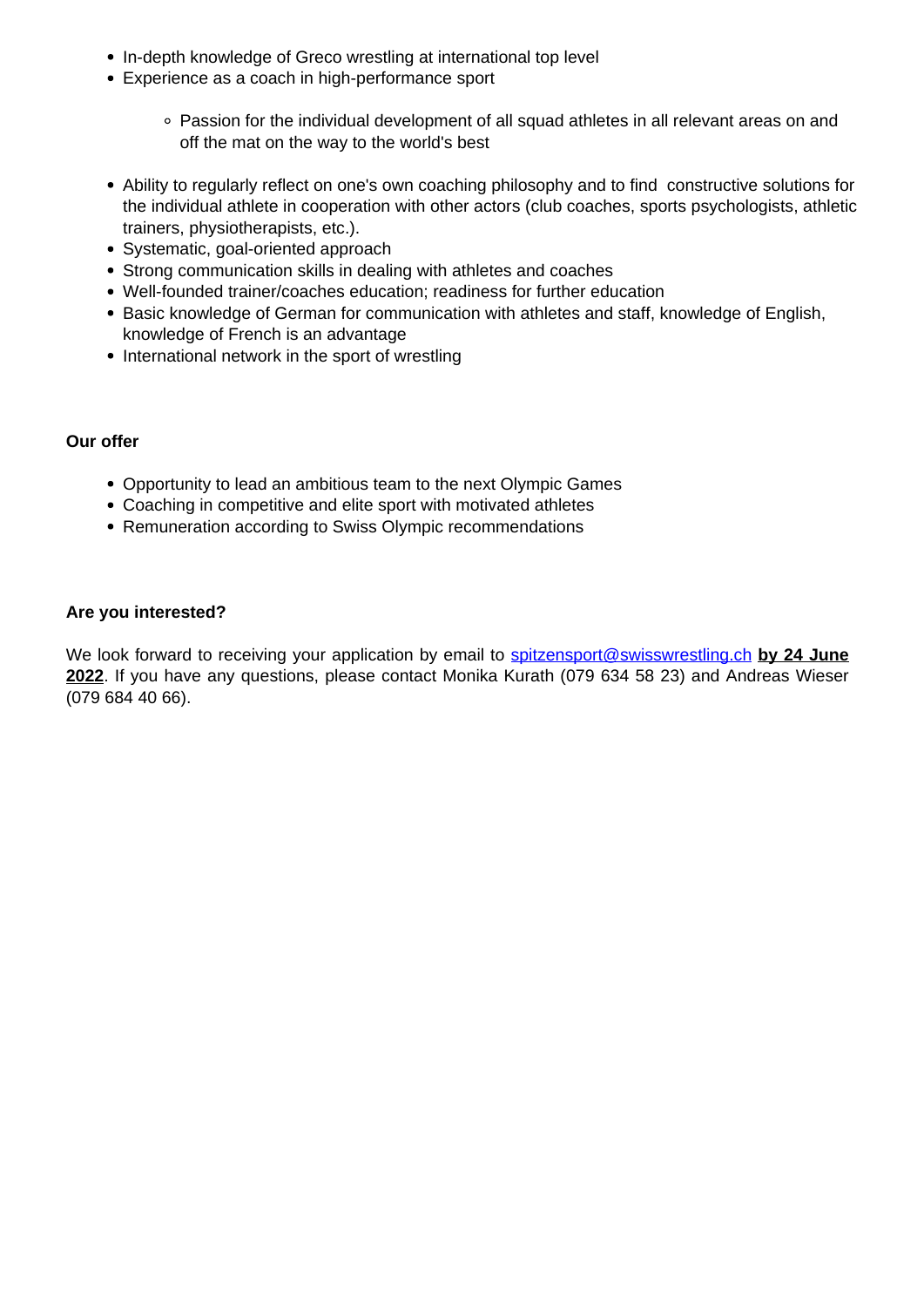- In-depth knowledge of Greco wrestling at international top level
- Experience as a coach in high-performance sport
    - Passion for the individual development of all squad athletes in all relevant areas on and off the mat on the way to the world's best
- Ability to regularly reflect on one's own coaching philosophy and to find constructive solutions for the individual athlete in cooperation with other actors (club coaches, sports psychologists, athletic trainers, physiotherapists, etc.).
- Systematic, goal-oriented approach
- Strong communication skills in dealing with athletes and coaches
- Well-founded trainer/coaches education; readiness for further education
- Basic knowledge of German for communication with athletes and staff, knowledge of English, knowledge of French is an advantage
- International network in the sport of wrestling

**Our offer**

- Opportunity to lead an ambitious team to the next Olympic Games
- Coaching in competitive and elite sport with motivated athletes
- Remuneration according to Swiss Olympic recommendations

**Are you interested?**

We look forward to receiving your application by email to spitzensport@swisswrestling.ch **by 24 June 2022**. If you have any questions, please contact Monika Kurath (079 634 58 23) and Andreas Wieser (079 684 40 66).